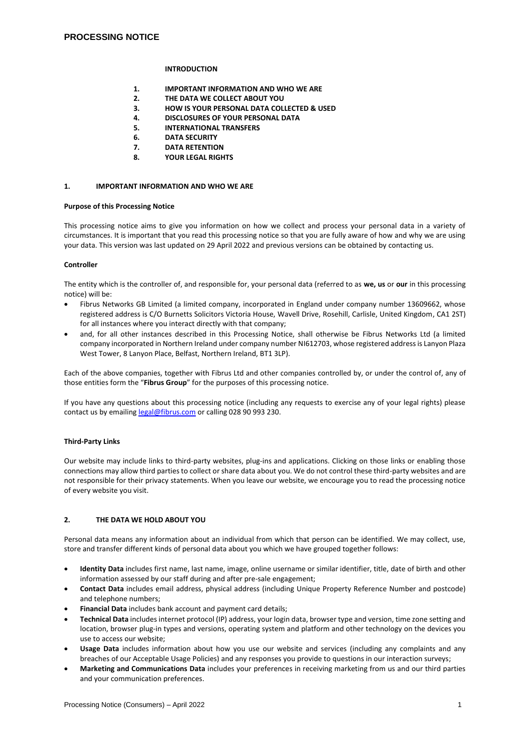# PROCESSING NOTICE

**INTRODUCTION**

1. **IMPORTANT INFORMATION AND WHO WE ARE**
2. **THE DATA WE COLLECT ABOUT YOU**
3. **HOW IS YOUR PERSONAL DATA COLLECTED & USED**
4. **DISCLOSURES OF YOUR PERSONAL DATA**
5. **INTERNATIONAL TRANSFERS**
6. **DATA SECURITY**
7. **DATA RETENTION**
8. **YOUR LEGAL RIGHTS**

## 1. IMPORTANT INFORMATION AND WHO WE ARE

**Purpose of this Processing Notice**

This processing notice aims to give you information on how we collect and process your personal data in a variety of circumstances. It is important that you read this processing notice so that you are fully aware of how and why we are using your data. This version was last updated on 29 April 2022 and previous versions can be obtained by contacting us.

**Controller**

The entity which is the controller of, and responsible for, your personal data (referred to as **we, us** or **our** in this processing notice) will be:

- Fibrus Networks GB Limited (a limited company, incorporated in England under company number 13609662, whose registered address is C/O Burnetts Solicitors Victoria House, Wavell Drive, Rosehill, Carlisle, United Kingdom, CA1 2ST) for all instances where you interact directly with that company;
- and, for all other instances described in this Processing Notice, shall otherwise be Fibrus Networks Ltd (a limited company incorporated in Northern Ireland under company number NI612703, whose registered address is Lanyon Plaza West Tower, 8 Lanyon Place, Belfast, Northern Ireland, BT1 3LP).

Each of the above companies, together with Fibrus Ltd and other companies controlled by, or under the control of, any of those entities form the "**Fibrus Group**" for the purposes of this processing notice.

If you have any questions about this processing notice (including any requests to exercise any of your legal rights) please contact us by emailing legal@fibrus.com or calling 028 90 993 230.

**Third-Party Links**

Our website may include links to third-party websites, plug-ins and applications. Clicking on those links or enabling those connections may allow third parties to collect or share data about you. We do not control these third-party websites and are not responsible for their privacy statements. When you leave our website, we encourage you to read the processing notice of every website you visit.

## 2. THE DATA WE HOLD ABOUT YOU

Personal data means any information about an individual from which that person can be identified. We may collect, use, store and transfer different kinds of personal data about you which we have grouped together follows:

- **Identity Data** includes first name, last name, image, online username or similar identifier, title, date of birth and other information assessed by our staff during and after pre-sale engagement;
- **Contact Data** includes email address, physical address (including Unique Property Reference Number and postcode) and telephone numbers;
- **Financial Data** includes bank account and payment card details;
- **Technical Data** includes internet protocol (IP) address, your login data, browser type and version, time zone setting and location, browser plug-in types and versions, operating system and platform and other technology on the devices you use to access our website;
- **Usage Data** includes information about how you use our website and services (including any complaints and any breaches of our Acceptable Usage Policies) and any responses you provide to questions in our interaction surveys;
- **Marketing and Communications Data** includes your preferences in receiving marketing from us and our third parties and your communication preferences.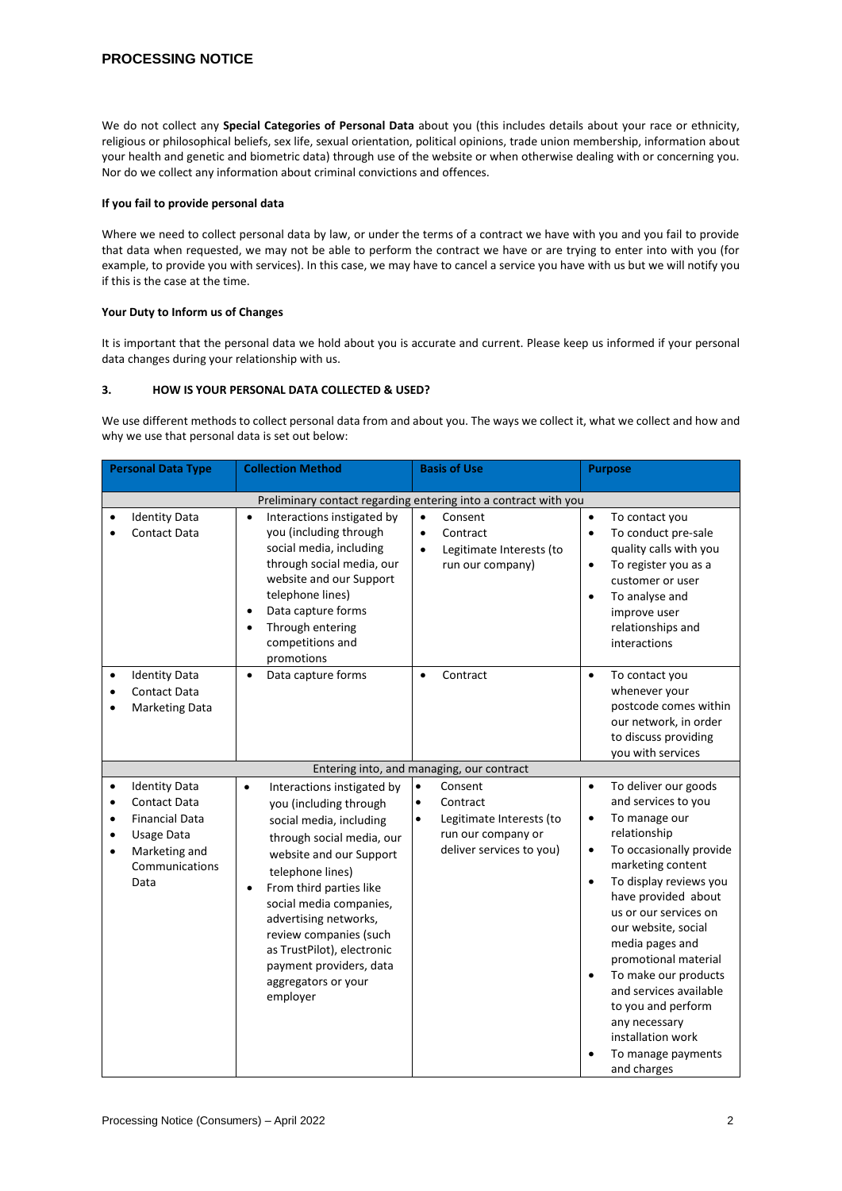We do not collect any **Special Categories of Personal Data** about you (this includes details about your race or ethnicity, religious or philosophical beliefs, sex life, sexual orientation, political opinions, trade union membership, information about your health and genetic and biometric data) through use of the website or when otherwise dealing with or concerning you. Nor do we collect any information about criminal convictions and offences.

**If you fail to provide personal data**

Where we need to collect personal data by law, or under the terms of a contract we have with you and you fail to provide that data when requested, we may not be able to perform the contract we have or are trying to enter into with you (for example, to provide you with services). In this case, we may have to cancel a service you have with us but we will notify you if this is the case at the time.

**Your Duty to Inform us of Changes**

It is important that the personal data we hold about you is accurate and current. Please keep us informed if your personal data changes during your relationship with us.

## 3. HOW IS YOUR PERSONAL DATA COLLECTED & USED?

We use different methods to collect personal data from and about you. The ways we collect it, what we collect and how and why we use that personal data is set out below:

| Personal Data Type | Collection Method | Basis of Use | Purpose |
|---|---|---|---|
| **Preliminary contact regarding entering into a contract with you** | | | |
| • Identity Data<br>• Contact Data | • Interactions instigated by you (including through social media, including through social media, our website and our Support telephone lines)<br>• Data capture forms<br>• Through entering competitions and promotions | • Consent<br>• Contract<br>• Legitimate Interests (to run our company) | • To contact you<br>• To conduct pre-sale quality calls with you<br>• To register you as a customer or user<br>• To analyse and improve user relationships and interactions |
| • Identity Data<br>• Contact Data<br>• Marketing Data | • Data capture forms | • Contract | • To contact you whenever your postcode comes within our network, in order to discuss providing you with services |
| **Entering into, and managing, our contract** | | | |
| • Identity Data<br>• Contact Data<br>• Financial Data<br>• Usage Data<br>• Marketing and Communications Data | • Interactions instigated by you (including through social media, including through social media, our website and our Support telephone lines)<br>• From third parties like social media companies, advertising networks, review companies (such as TrustPilot), electronic payment providers, data aggregators or your employer | • Consent<br>• Contract<br>• Legitimate Interests (to run our company or deliver services to you) | • To deliver our goods and services to you<br>• To manage our relationship<br>• To occasionally provide marketing content<br>• To display reviews you have provided about us or our services on our website, social media pages and promotional material<br>• To make our products and services available to you and perform any necessary installation work<br>• To manage payments and charges |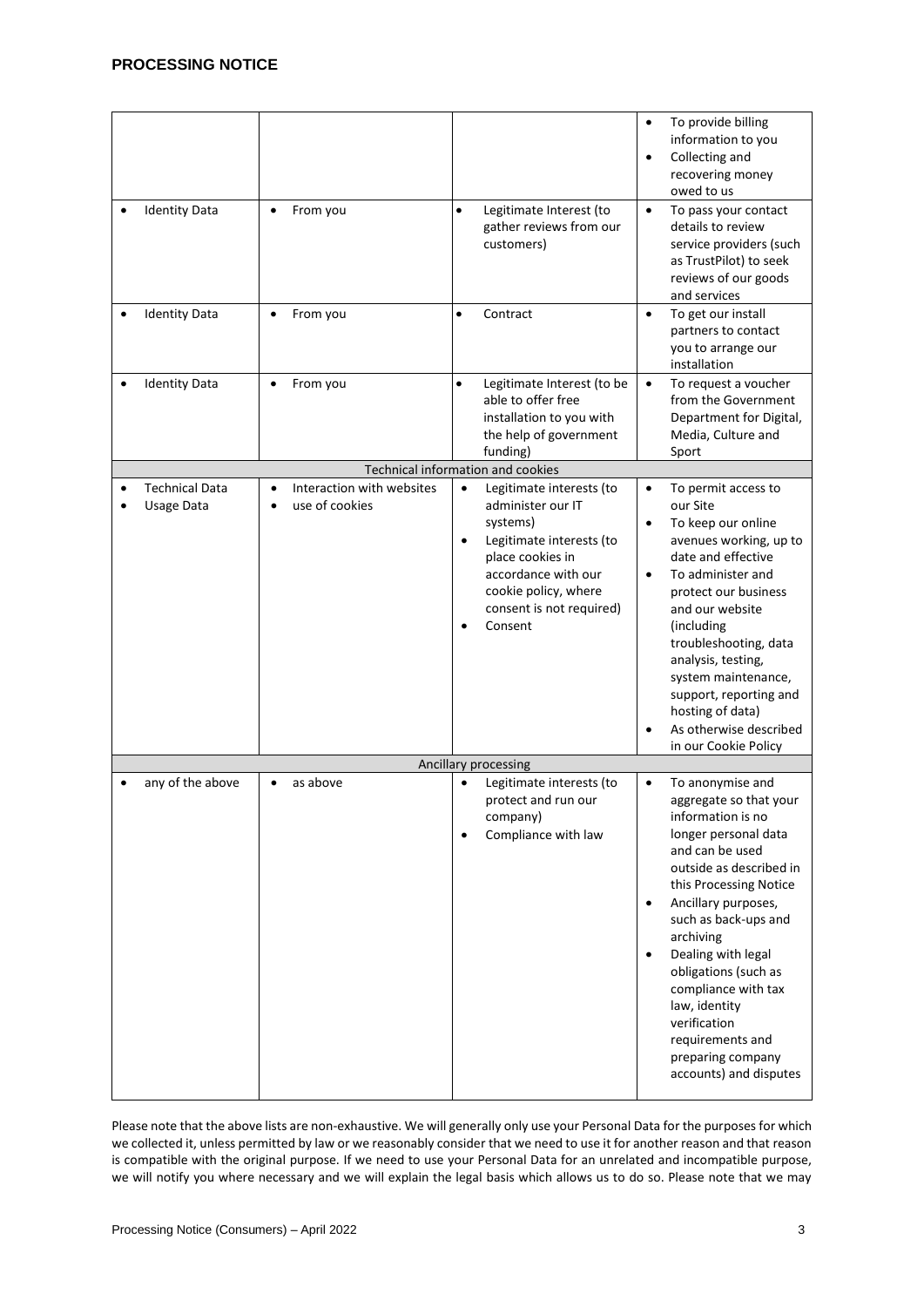| | | | |
|---|---|---|---|
| | | | • To provide billing information to you<br>• Collecting and recovering money owed to us |
| • Identity Data | • From you | • Legitimate Interest (to gather reviews from our customers) | • To pass your contact details to review service providers (such as TrustPilot) to seek reviews of our goods and services |
| • Identity Data | • From you | • Contract | • To get our install partners to contact you to arrange our installation |
| • Identity Data | • From you | • Legitimate Interest (to be able to offer free installation to you with the help of government funding) | • To request a voucher from the Government Department for Digital, Media, Culture and Sport |
| **Technical information and cookies** | | | |
| • Technical Data<br>• Usage Data | • Interaction with websites<br>• use of cookies | • Legitimate interests (to administer our IT systems)<br>• Legitimate interests (to place cookies in accordance with our cookie policy, where consent is not required)<br>• Consent | • To permit access to our Site<br>• To keep our online avenues working, up to date and effective<br>• To administer and protect our business and our website (including troubleshooting, data analysis, testing, system maintenance, support, reporting and hosting of data)<br>• As otherwise described in our Cookie Policy |
| **Ancillary processing** | | | |
| • any of the above | • as above | • Legitimate interests (to protect and run our company)<br>• Compliance with law | • To anonymise and aggregate so that your information is no longer personal data and can be used outside as described in this Processing Notice<br>• Ancillary purposes, such as back-ups and archiving<br>• Dealing with legal obligations (such as compliance with tax law, identity verification requirements and preparing company accounts) and disputes |

Please note that the above lists are non-exhaustive. We will generally only use your Personal Data for the purposes for which we collected it, unless permitted by law or we reasonably consider that we need to use it for another reason and that reason is compatible with the original purpose. If we need to use your Personal Data for an unrelated and incompatible purpose, we will notify you where necessary and we will explain the legal basis which allows us to do so. Please note that we may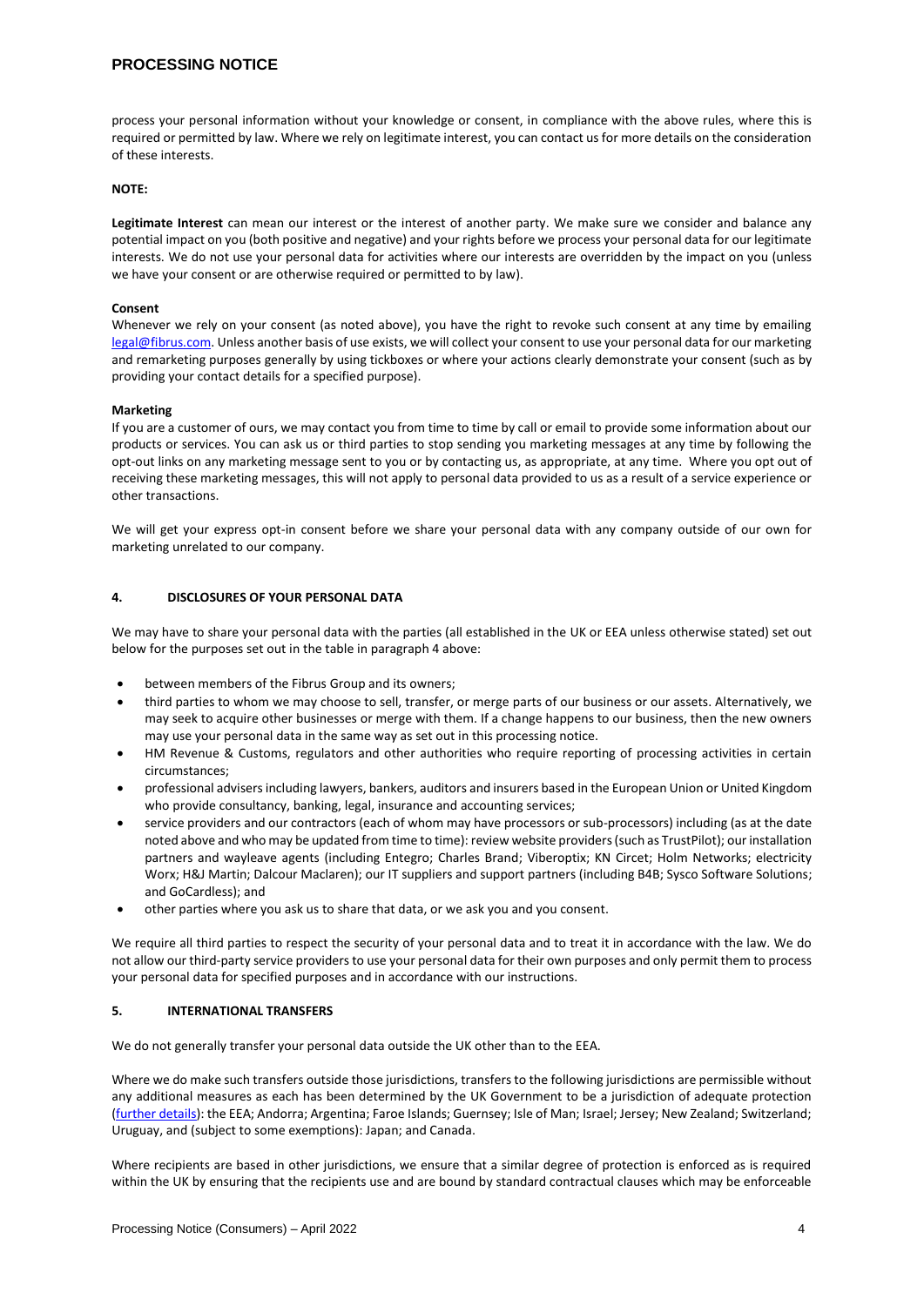process your personal information without your knowledge or consent, in compliance with the above rules, where this is required or permitted by law. Where we rely on legitimate interest, you can contact us for more details on the consideration of these interests.

**NOTE:**

**Legitimate Interest** can mean our interest or the interest of another party. We make sure we consider and balance any potential impact on you (both positive and negative) and your rights before we process your personal data for our legitimate interests. We do not use your personal data for activities where our interests are overridden by the impact on you (unless we have your consent or are otherwise required or permitted to by law).

**Consent**

Whenever we rely on your consent (as noted above), you have the right to revoke such consent at any time by emailing [legal@fibrus.com](mailto:legal@fibrus.com). Unless another basis of use exists, we will collect your consent to use your personal data for our marketing and remarketing purposes generally by using tickboxes or where your actions clearly demonstrate your consent (such as by providing your contact details for a specified purpose).

**Marketing**

If you are a customer of ours, we may contact you from time to time by call or email to provide some information about our products or services. You can ask us or third parties to stop sending you marketing messages at any time by following the opt-out links on any marketing message sent to you or by contacting us, as appropriate, at any time. Where you opt out of receiving these marketing messages, this will not apply to personal data provided to us as a result of a service experience or other transactions.

We will get your express opt-in consent before we share your personal data with any company outside of our own for marketing unrelated to our company.

## 4. DISCLOSURES OF YOUR PERSONAL DATA

We may have to share your personal data with the parties (all established in the UK or EEA unless otherwise stated) set out below for the purposes set out in the table in paragraph 4 above:

- between members of the Fibrus Group and its owners;
- third parties to whom we may choose to sell, transfer, or merge parts of our business or our assets. Alternatively, we may seek to acquire other businesses or merge with them. If a change happens to our business, then the new owners may use your personal data in the same way as set out in this processing notice.
- HM Revenue & Customs, regulators and other authorities who require reporting of processing activities in certain circumstances;
- professional advisers including lawyers, bankers, auditors and insurers based in the European Union or United Kingdom who provide consultancy, banking, legal, insurance and accounting services;
- service providers and our contractors (each of whom may have processors or sub-processors) including (as at the date noted above and who may be updated from time to time): review website providers (such as TrustPilot); our installation partners and wayleave agents (including Entegro; Charles Brand; Viberoptix; KN Circet; Holm Networks; electricity Worx; H&J Martin; Dalcour Maclaren); our IT suppliers and support partners (including B4B; Sysco Software Solutions; and GoCardless); and
- other parties where you ask us to share that data, or we ask you and you consent.

We require all third parties to respect the security of your personal data and to treat it in accordance with the law. We do not allow our third-party service providers to use your personal data for their own purposes and only permit them to process your personal data for specified purposes and in accordance with our instructions.

## 5. INTERNATIONAL TRANSFERS

We do not generally transfer your personal data outside the UK other than to the EEA.

Where we do make such transfers outside those jurisdictions, transfers to the following jurisdictions are permissible without any additional measures as each has been determined by the UK Government to be a jurisdiction of adequate protection (further details): the EEA; Andorra; Argentina; Faroe Islands; Guernsey; Isle of Man; Israel; Jersey; New Zealand; Switzerland; Uruguay, and (subject to some exemptions): Japan; and Canada.

Where recipients are based in other jurisdictions, we ensure that a similar degree of protection is enforced as is required within the UK by ensuring that the recipients use and are bound by standard contractual clauses which may be enforceable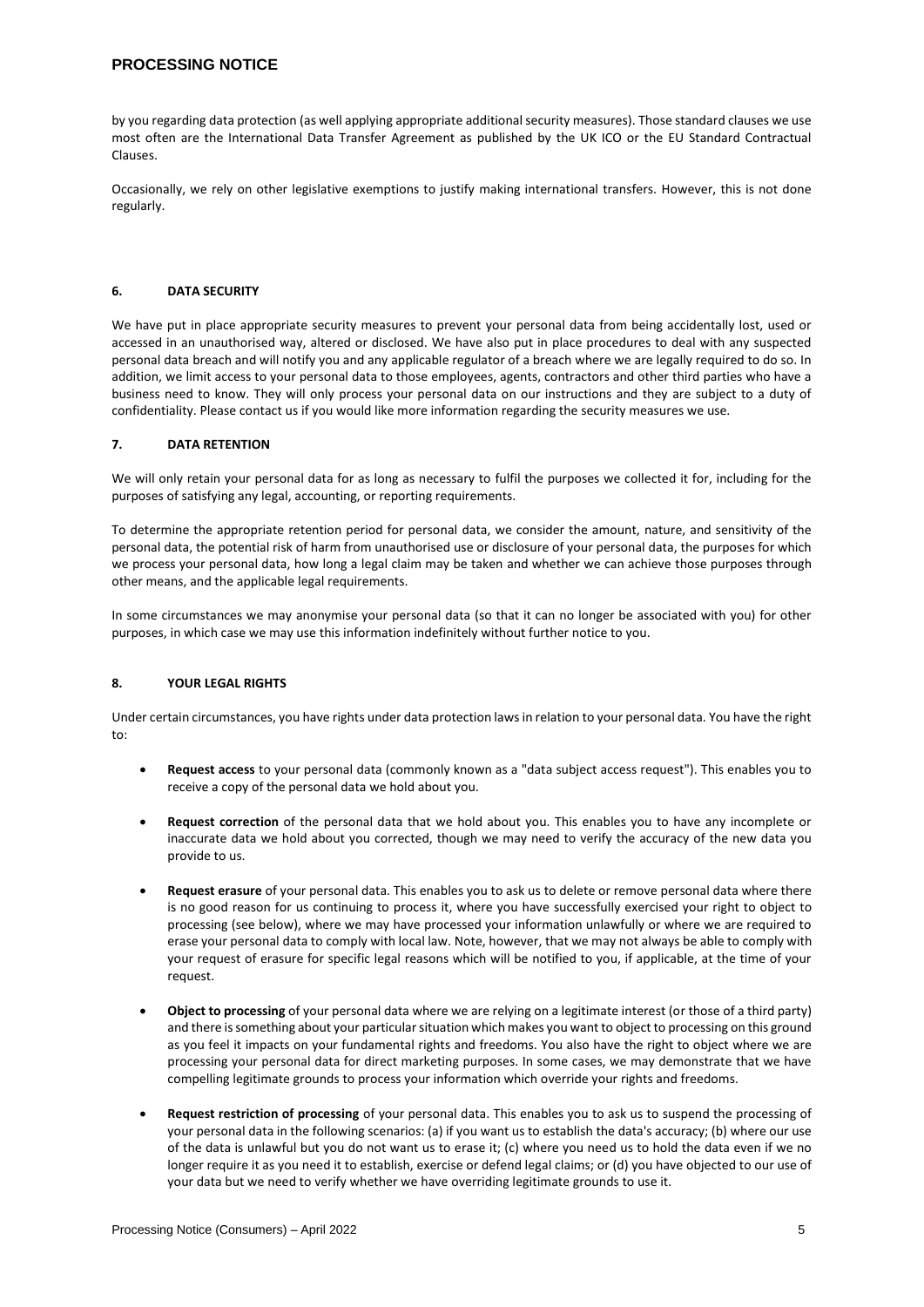by you regarding data protection (as well applying appropriate additional security measures). Those standard clauses we use most often are the International Data Transfer Agreement as published by the UK ICO or the EU Standard Contractual Clauses.

Occasionally, we rely on other legislative exemptions to justify making international transfers. However, this is not done regularly.

## 6. DATA SECURITY

We have put in place appropriate security measures to prevent your personal data from being accidentally lost, used or accessed in an unauthorised way, altered or disclosed. We have also put in place procedures to deal with any suspected personal data breach and will notify you and any applicable regulator of a breach where we are legally required to do so. In addition, we limit access to your personal data to those employees, agents, contractors and other third parties who have a business need to know. They will only process your personal data on our instructions and they are subject to a duty of confidentiality. Please contact us if you would like more information regarding the security measures we use.

## 7. DATA RETENTION

We will only retain your personal data for as long as necessary to fulfil the purposes we collected it for, including for the purposes of satisfying any legal, accounting, or reporting requirements.

To determine the appropriate retention period for personal data, we consider the amount, nature, and sensitivity of the personal data, the potential risk of harm from unauthorised use or disclosure of your personal data, the purposes for which we process your personal data, how long a legal claim may be taken and whether we can achieve those purposes through other means, and the applicable legal requirements.

In some circumstances we may anonymise your personal data (so that it can no longer be associated with you) for other purposes, in which case we may use this information indefinitely without further notice to you.

## 8. YOUR LEGAL RIGHTS

Under certain circumstances, you have rights under data protection laws in relation to your personal data. You have the right to:

- **Request access** to your personal data (commonly known as a "data subject access request"). This enables you to receive a copy of the personal data we hold about you.

- **Request correction** of the personal data that we hold about you. This enables you to have any incomplete or inaccurate data we hold about you corrected, though we may need to verify the accuracy of the new data you provide to us.

- **Request erasure** of your personal data. This enables you to ask us to delete or remove personal data where there is no good reason for us continuing to process it, where you have successfully exercised your right to object to processing (see below), where we may have processed your information unlawfully or where we are required to erase your personal data to comply with local law. Note, however, that we may not always be able to comply with your request of erasure for specific legal reasons which will be notified to you, if applicable, at the time of your request.

- **Object to processing** of your personal data where we are relying on a legitimate interest (or those of a third party) and there is something about your particular situation which makes you want to object to processing on this ground as you feel it impacts on your fundamental rights and freedoms. You also have the right to object where we are processing your personal data for direct marketing purposes. In some cases, we may demonstrate that we have compelling legitimate grounds to process your information which override your rights and freedoms.

- **Request restriction of processing** of your personal data. This enables you to ask us to suspend the processing of your personal data in the following scenarios: (a) if you want us to establish the data's accuracy; (b) where our use of the data is unlawful but you do not want us to erase it; (c) where you need us to hold the data even if we no longer require it as you need it to establish, exercise or defend legal claims; or (d) you have objected to our use of your data but we need to verify whether we have overriding legitimate grounds to use it.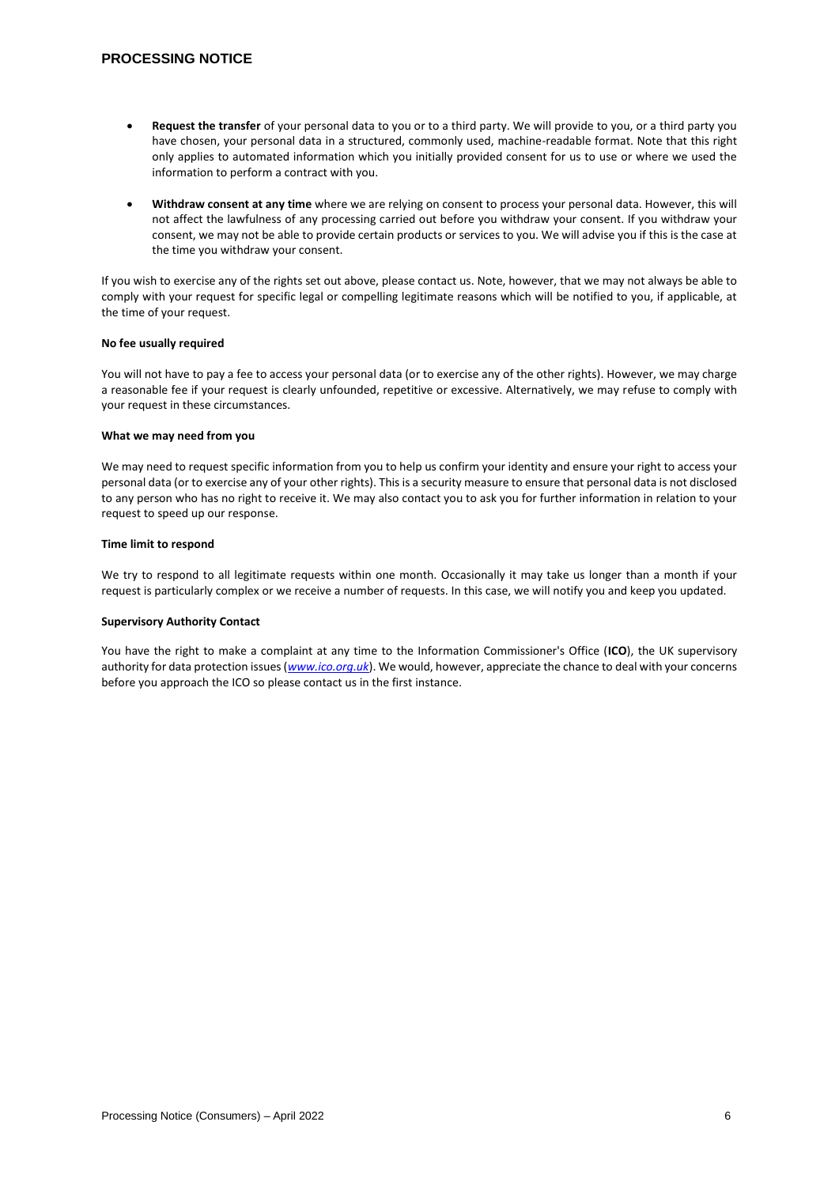- **Request the transfer** of your personal data to you or to a third party. We will provide to you, or a third party you have chosen, your personal data in a structured, commonly used, machine-readable format. Note that this right only applies to automated information which you initially provided consent for us to use or where we used the information to perform a contract with you.

- **Withdraw consent at any time** where we are relying on consent to process your personal data. However, this will not affect the lawfulness of any processing carried out before you withdraw your consent. If you withdraw your consent, we may not be able to provide certain products or services to you. We will advise you if this is the case at the time you withdraw your consent.

If you wish to exercise any of the rights set out above, please contact us. Note, however, that we may not always be able to comply with your request for specific legal or compelling legitimate reasons which will be notified to you, if applicable, at the time of your request.

**No fee usually required**

You will not have to pay a fee to access your personal data (or to exercise any of the other rights). However, we may charge a reasonable fee if your request is clearly unfounded, repetitive or excessive. Alternatively, we may refuse to comply with your request in these circumstances.

**What we may need from you**

We may need to request specific information from you to help us confirm your identity and ensure your right to access your personal data (or to exercise any of your other rights). This is a security measure to ensure that personal data is not disclosed to any person who has no right to receive it. We may also contact you to ask you for further information in relation to your request to speed up our response.

**Time limit to respond**

We try to respond to all legitimate requests within one month. Occasionally it may take us longer than a month if your request is particularly complex or we receive a number of requests. In this case, we will notify you and keep you updated.

**Supervisory Authority Contact**

You have the right to make a complaint at any time to the Information Commissioner's Office (**ICO**), the UK supervisory authority for data protection issues (*www.ico.org.uk*). We would, however, appreciate the chance to deal with your concerns before you approach the ICO so please contact us in the first instance.